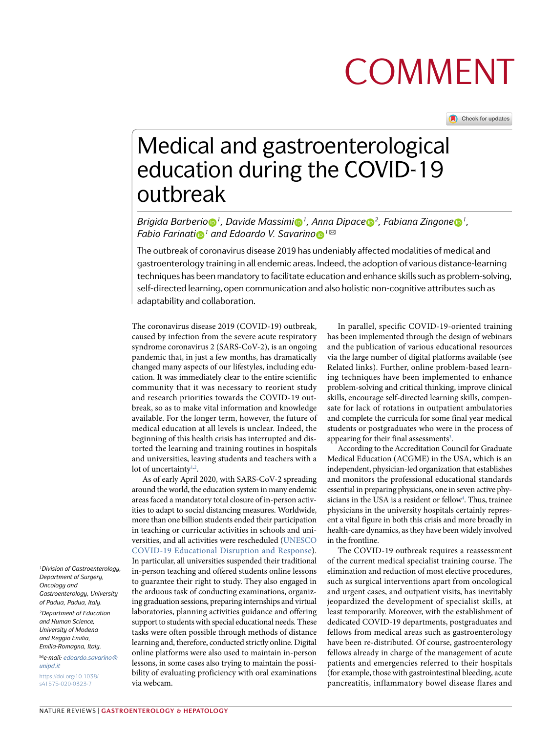COMMENT

# Medical and gastroenterological education during the COVID-19 outbreak

*Brigida Barberio[1], Davide Massimi[1], Anna Dipace[2], Fabiana Zingone[1], Fabio Farinati[1] and Edoardo V. Savarino[1]*

The outbreak of coronavirus disease 2019 has undeniably affected modalities of medical and gastroenterology training in all endemic areas. Indeed, the adoption of various distance-learning techniques has been mandatory to facilitate education and enhance skills such as problem-solving, self-directed learning, open communication and also holistic non-cognitive attributes such as adaptability and collaboration.

The coronavirus disease 2019 (COVID-19) outbreak, caused by infection from the severe acute respiratory syndrome coronavirus 2 (SARS-CoV-2), is an ongoing pandemic that, in just a few months, has dramatically changed many aspects of our lifestyles, including education. It was immediately clear to the entire scientific community that it was necessary to reorient study and research priorities towards the COVID-19 outbreak, so as to make vital information and knowledge available. For the longer term, however, the future of medical education at all levels is unclear. Indeed, the beginning of this health crisis has interrupted and distorted the learning and training routines in hospitals and universities, leaving students and teachers with a lot of uncertainty[1,2].

As of early April 2020, with SARS-CoV-2 spreading around the world, the education system in many endemic areas faced a mandatory total closure of in-person activities to adapt to social distancing measures. Worldwide, more than one billion students ended their participation in teaching or curricular activities in schools and universities, and all activities were rescheduled (UNESCO COVID-19 Educational Disruption and Response). In particular, all universities suspended their traditional in-person teaching and offered students online lessons to guarantee their right to study. They also engaged in the arduous task of conducting examinations, organizing graduation sessions, preparing internships and virtual laboratories, planning activities guidance and offering support to students with special educational needs. These tasks were often possible through methods of distance learning and, therefore, conducted strictly online. Digital online platforms were also used to maintain in-person lessons, in some cases also trying to maintain the possibility of evaluating proficiency with oral examinations via webcam.

In parallel, specific COVID-19-oriented training has been implemented through the design of webinars and the publication of various educational resources via the large number of digital platforms available (see Related links). Further, online problem-based learning techniques have been implemented to enhance problem-solving and critical thinking, improve clinical skills, encourage self-directed learning skills, compensate for lack of rotations in outpatient ambulatories and complete the curricula for some final year medical students or postgraduates who were in the process of appearing for their final assessments[3].

According to the Accreditation Council for Graduate Medical Education (ACGME) in the USA, which is an independent, physician-led organization that establishes and monitors the professional educational standards essential in preparing physicians, one in seven active physicians in the USA is a resident or fellow[4]. Thus, trainee physicians in the university hospitals certainly represent a vital figure in both this crisis and more broadly in health-care dynamics, as they have been widely involved in the frontline.

The COVID-19 outbreak requires a reassessment of the current medical specialist training course. The elimination and reduction of most elective procedures, such as surgical interventions apart from oncological and urgent cases, and outpatient visits, has inevitably jeopardized the development of specialist skills, at least temporarily. Moreover, with the establishment of dedicated COVID-19 departments, postgraduates and fellows from medical areas such as gastroenterology have been re-distributed. Of course, gastroenterology fellows already in charge of the management of acute patients and emergencies referred to their hospitals (for example, those with gastrointestinal bleeding, acute pancreatitis, inflammatory bowel disease flares and

[1]Division of Gastroenterology, Department of Surgery, Oncology and Gastroenterology, University of Padua, Padua, Italy.

[2]Department of Education and Human Science, University of Modena and Reggio Emilia, Emilia-Romagna, Italy.

e-mail: edoardo.savarino@unipd.it

https://doi.org/10.1038/s41575-020-0323-7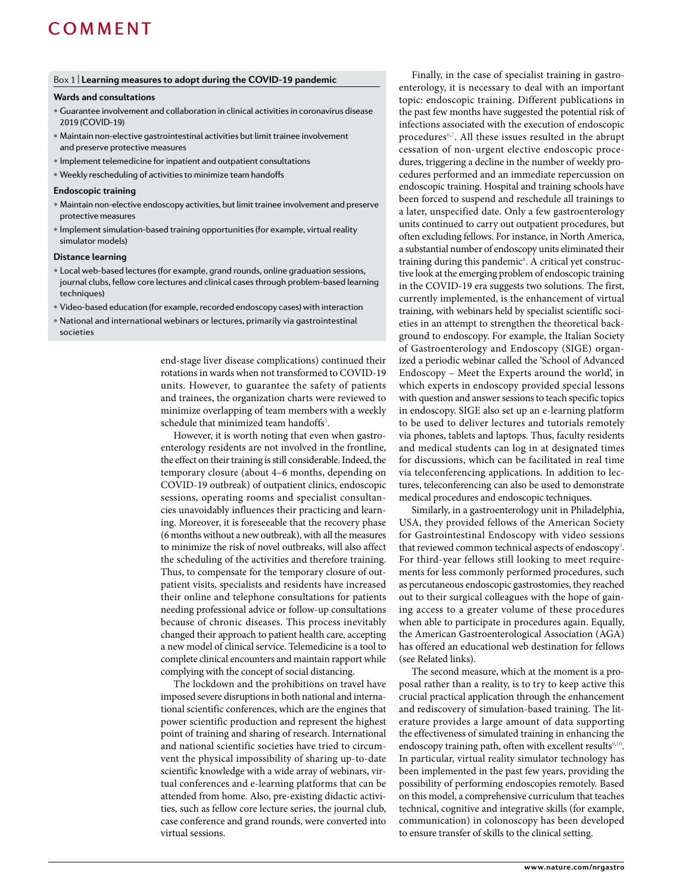**Box 1 | Learning measures to adopt during the COVID-19 pandemic**

**Wards and consultations**

- Guarantee involvement and collaboration in clinical activities in coronavirus disease 2019 (COVID-19)
- Maintain non-elective gastrointestinal activities but limit trainee involvement and preserve protective measures
- Implement telemedicine for inpatient and outpatient consultations
- Weekly rescheduling of activities to minimize team handoffs

**Endoscopic training**

- Maintain non-elective endoscopy activities, but limit trainee involvement and preserve protective measures
- Implement simulation-based training opportunities (for example, virtual reality simulator models)

**Distance learning**

- Local web-based lectures (for example, grand rounds, online graduation sessions, journal clubs, fellow core lectures and clinical cases through problem-based learning techniques)
- Video-based education (for example, recorded endoscopy cases) with interaction
- National and international webinars or lectures, primarily via gastrointestinal societies

end-stage liver disease complications) continued their rotations in wards when not transformed to COVID-19 units. However, to guarantee the safety of patients and trainees, the organization charts were reviewed to minimize overlapping of team members with a weekly schedule that minimized team handoffs[5].

However, it is worth noting that even when gastroenterology residents are not involved in the frontline, the effect on their training is still considerable. Indeed, the temporary closure (about 4–6 months, depending on COVID-19 outbreak) of outpatient clinics, endoscopic sessions, operating rooms and specialist consultancies unavoidably influences their practicing and learning. Moreover, it is foreseeable that the recovery phase (6 months without a new outbreak), with all the measures to minimize the risk of novel outbreaks, will also affect the scheduling of the activities and therefore training. Thus, to compensate for the temporary closure of outpatient visits, specialists and residents have increased their online and telephone consultations for patients needing professional advice or follow-up consultations because of chronic diseases. This process inevitably changed their approach to patient health care, accepting a new model of clinical service. Telemedicine is a tool to complete clinical encounters and maintain rapport while complying with the concept of social distancing.

The lockdown and the prohibitions on travel have imposed severe disruptions in both national and international scientific conferences, which are the engines that power scientific production and represent the highest point of training and sharing of research. International and national scientific societies have tried to circumvent the physical impossibility of sharing up-to-date scientific knowledge with a wide array of webinars, virtual conferences and e-learning platforms that can be attended from home. Also, pre-existing didactic activities, such as fellow core lecture series, the journal club, case conference and grand rounds, were converted into virtual sessions.

Finally, in the case of specialist training in gastroenterology, it is necessary to deal with an important topic: endoscopic training. Different publications in the past few months have suggested the potential risk of infections associated with the execution of endoscopic procedures[6,7]. All these issues resulted in the abrupt cessation of non-urgent elective endoscopic procedures, triggering a decline in the number of weekly procedures performed and an immediate repercussion on endoscopic training. Hospital and training schools have been forced to suspend and reschedule all trainings to a later, unspecified date. Only a few gastroenterology units continued to carry out outpatient procedures, but often excluding fellows. For instance, in North America, a substantial number of endoscopy units eliminated their training during this pandemic[8]. A critical yet constructive look at the emerging problem of endoscopic training in the COVID-19 era suggests two solutions. The first, currently implemented, is the enhancement of virtual training, with webinars held by specialist scientific societies in an attempt to strengthen the theoretical background to endoscopy. For example, the Italian Society of Gastroenterology and Endoscopy (SIGE) organized a periodic webinar called the 'School of Advanced Endoscopy – Meet the Experts around the world', in which experts in endoscopy provided special lessons with question and answer sessions to teach specific topics in endoscopy. SIGE also set up an e-learning platform to be used to deliver lectures and tutorials remotely via phones, tablets and laptops. Thus, faculty residents and medical students can log in at designated times for discussions, which can be facilitated in real time via teleconferencing applications. In addition to lectures, teleconferencing can also be used to demonstrate medical procedures and endoscopic techniques.

Similarly, in a gastroenterology unit in Philadelphia, USA, they provided fellows of the American Society for Gastrointestinal Endoscopy with video sessions that reviewed common technical aspects of endoscopy[5]. For third-year fellows still looking to meet requirements for less commonly performed procedures, such as percutaneous endoscopic gastrostomies, they reached out to their surgical colleagues with the hope of gaining access to a greater volume of these procedures when able to participate in procedures again. Equally, the American Gastroenterological Association (AGA) has offered an educational web destination for fellows (see Related links).

The second measure, which at the moment is a proposal rather than a reality, is to try to keep active this crucial practical application through the enhancement and rediscovery of simulation-based training. The literature provides a large amount of data supporting the effectiveness of simulated training in enhancing the endoscopy training path, often with excellent results[9,10]. In particular, virtual reality simulator technology has been implemented in the past few years, providing the possibility of performing endoscopies remotely. Based on this model, a comprehensive curriculum that teaches technical, cognitive and integrative skills (for example, communication) in colonoscopy has been developed to ensure transfer of skills to the clinical setting.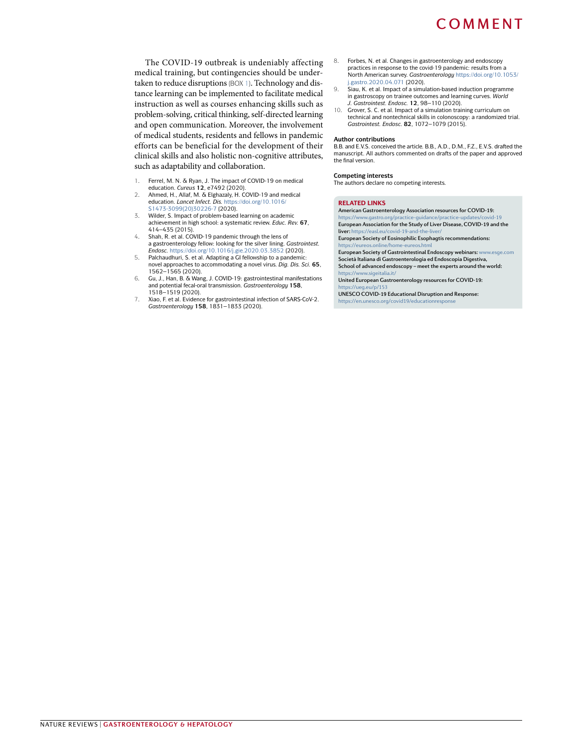The COVID-19 outbreak is undeniably affecting medical training, but contingencies should be undertaken to reduce disruptions (BOX 1). Technology and distance learning can be implemented to facilitate medical instruction as well as courses enhancing skills such as problem-solving, critical thinking, self-directed learning and open communication. Moreover, the involvement of medical students, residents and fellows in pandemic efforts can be beneficial for the development of their clinical skills and also holistic non-cognitive attributes, such as adaptability and collaboration.

1. Ferrel, M. N. & Ryan, J. The impact of COVID-19 on medical education. *Cureus* **12**, e7492 (2020).
2. Ahmed, H., Allaf, M. & Elghazaly, H. COVID-19 and medical education. *Lancet Infect. Dis.* https://doi.org/10.1016/S1473-3099(20)30226-7 (2020).
3. Wilder, S. Impact of problem-based learning on academic achievement in high school: a systematic review. *Educ. Rev.* **67**, 414–435 (2015).
4. Shah, R. et al. COVID-19 pandemic through the lens of a gastroenterology fellow: looking for the silver lining. *Gastrointest. Endosc.* https://doi.org/10.1016/j.gie.2020.03.3852 (2020).
5. Palchaudhuri, S. et al. Adapting a GI fellowship to a pandemic: novel approaches to accommodating a novel virus. *Dig. Dis. Sci.* **65**, 1562–1565 (2020).
6. Gu, J., Han, B. & Wang, J. COVID-19: gastrointestinal manifestations and potential fecal-oral transmission. *Gastroenterology* **158**, 1518–1519 (2020).
7. Xiao, F. et al. Evidence for gastrointestinal infection of SARS-CoV-2. *Gastroenterology* **158**, 1831–1833 (2020).
8. Forbes, N. et al. Changes in gastroenterology and endoscopy practices in response to the covid-19 pandemic: results from a North American survey. *Gastroenterology* https://doi.org/10.1053/j.gastro.2020.04.071 (2020).
9. Siau, K. et al. Impact of a simulation-based induction programme in gastroscopy on trainee outcomes and learning curves. *World J. Gastrointest. Endosc.* **12**, 98–110 (2020).
10. Grover, S. C. et al. Impact of a simulation training curriculum on technical and nontechnical skills in colonoscopy: a randomized trial. *Gastrointest. Endosc.* **82**, 1072–1079 (2015).

**Author contributions**

B.B. and E.V.S. conceived the article. B.B., A.D., D.M., F.Z., E.V.S. drafted the manuscript. All authors commented on drafts of the paper and approved the final version.

**Competing interests**

The authors declare no competing interests.

**RELATED LINKS**

**American Gastroenterology Association resources for COVID-19:** https://www.gastro.org/practice-guidance/practice-updates/covid-19
**European Association for the Study of Liver Disease, COVID-19 and the liver:** https://easl.eu/covid-19-and-the-liver/
**European Society of Eosinophilic Esophagtis recommendations:** https://eureos.online/home-eureos.html
**European Society of Gastrointestinal Endoscopy webinars:** www.esge.com
**Società Italiana di Gastroenterologia ed Endoscopia Digestiva, School of advanced endoscopy – meet the experts around the world:** https://www.sigeitalia.it/
**United European Gastroenterology resources for COVID-19:** https://ueg.eu/p/153
**UNESCO COVID-19 Educational Disruption and Response:** https://en.unesco.org/covid19/educationresponse